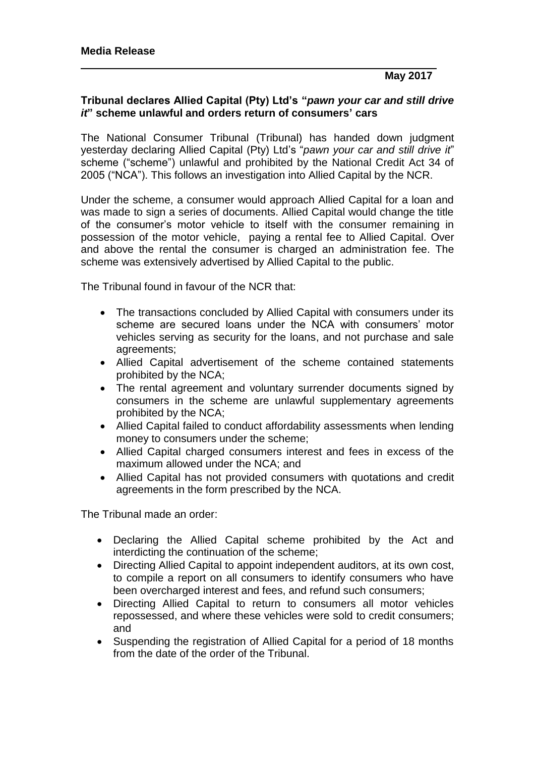**Media Release**

**May 2017**

**Tribunal declares Allied Capital (Pty) Ltd's "*pawn your car and still drive it*" scheme unlawful and orders return of consumers' cars**

The National Consumer Tribunal (Tribunal) has handed down judgment yesterday declaring Allied Capital (Pty) Ltd's "*pawn your car and still drive it*" scheme ("scheme") unlawful and prohibited by the National Credit Act 34 of 2005 ("NCA"). This follows an investigation into Allied Capital by the NCR.

Under the scheme, a consumer would approach Allied Capital for a loan and was made to sign a series of documents. Allied Capital would change the title of the consumer's motor vehicle to itself with the consumer remaining in possession of the motor vehicle, paying a rental fee to Allied Capital. Over and above the rental the consumer is charged an administration fee. The scheme was extensively advertised by Allied Capital to the public.

The Tribunal found in favour of the NCR that:

- The transactions concluded by Allied Capital with consumers under its scheme are secured loans under the NCA with consumers' motor vehicles serving as security for the loans, and not purchase and sale agreements;
- Allied Capital advertisement of the scheme contained statements prohibited by the NCA;
- The rental agreement and voluntary surrender documents signed by consumers in the scheme are unlawful supplementary agreements prohibited by the NCA;
- Allied Capital failed to conduct affordability assessments when lending money to consumers under the scheme;
- Allied Capital charged consumers interest and fees in excess of the maximum allowed under the NCA; and
- Allied Capital has not provided consumers with quotations and credit agreements in the form prescribed by the NCA.

The Tribunal made an order:

- Declaring the Allied Capital scheme prohibited by the Act and interdicting the continuation of the scheme;
- Directing Allied Capital to appoint independent auditors, at its own cost, to compile a report on all consumers to identify consumers who have been overcharged interest and fees, and refund such consumers;
- Directing Allied Capital to return to consumers all motor vehicles repossessed, and where these vehicles were sold to credit consumers; and
- Suspending the registration of Allied Capital for a period of 18 months from the date of the order of the Tribunal.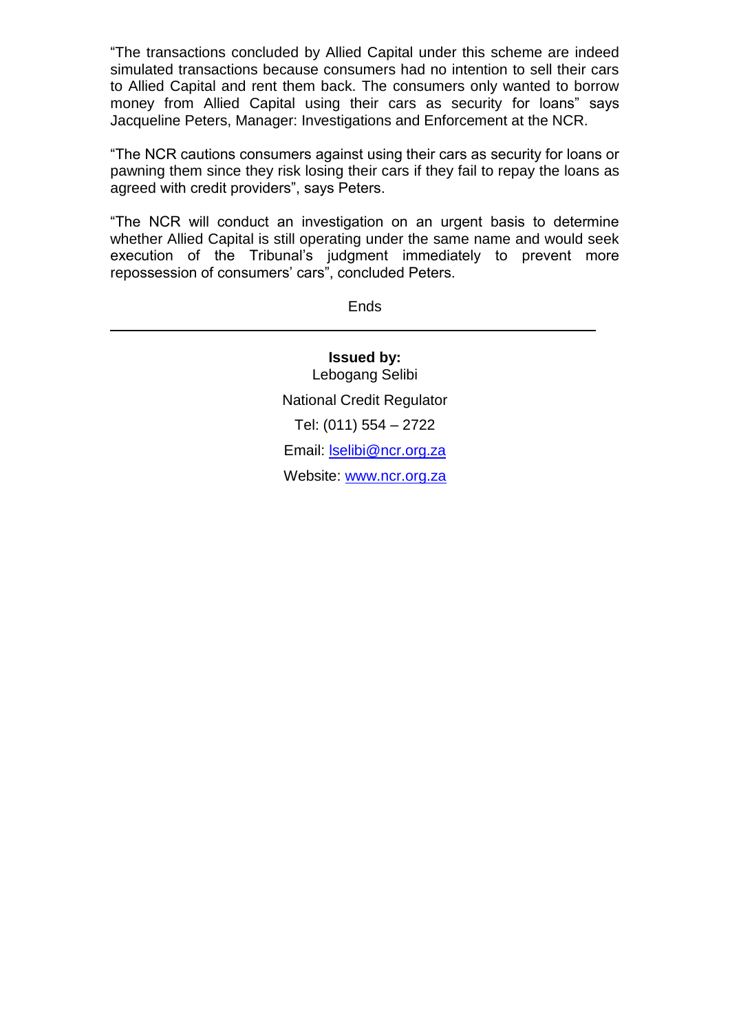"The transactions concluded by Allied Capital under this scheme are indeed simulated transactions because consumers had no intention to sell their cars to Allied Capital and rent them back. The consumers only wanted to borrow money from Allied Capital using their cars as security for loans" says Jacqueline Peters, Manager: Investigations and Enforcement at the NCR.

"The NCR cautions consumers against using their cars as security for loans or pawning them since they risk losing their cars if they fail to repay the loans as agreed with credit providers", says Peters.

"The NCR will conduct an investigation on an urgent basis to determine whether Allied Capital is still operating under the same name and would seek execution of the Tribunal's judgment immediately to prevent more repossession of consumers' cars", concluded Peters.

Ends

---

**Issued by:**

Lebogang Selibi

National Credit Regulator

Tel: (011) 554 – 2722

Email: lselibi@ncr.org.za

Website: www.ncr.org.za